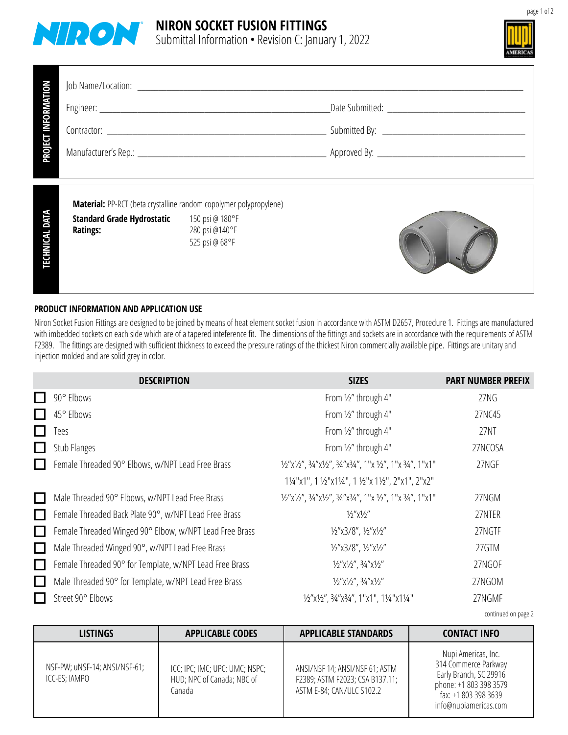# NIRON SOCKET FUSION FITTINGS

Submittal Information • Revision C: January 1, 2022

## PROJECT INFORMATION

Job Name/Location: ____________________

Engineer: ____________________ Date Submitted: ____________________

Contractor: ____________________ Submitted By: ____________________

Manufacturer's Rep.: ____________________ Approved By: ____________________

## TECHNICAL DATA

**Material:** PP-RCT (beta crystalline random copolymer polypropylene)

**Standard Grade Hydrostatic Ratings:**
150 psi @ 180°F
280 psi @140°F
525 psi @ 68°F

## PRODUCT INFORMATION AND APPLICATION USE

Niron Socket Fusion Fittings are designed to be joined by means of heat element socket fusion in accordance with ASTM D2657, Procedure 1. Fittings are manufactured with imbedded sockets on each side which are of a tapered inteference fit. The dimensions of the fittings and sockets are in accordance with the requirements of ASTM F2389. The fittings are designed with sufficient thickness to exceed the pressure ratings of the thickest Niron commercially available pipe. Fittings are unitary and injection molded and are solid grey in color.

| | DESCRIPTION | SIZES | PART NUMBER PREFIX |
|---|---|---|---|
| ☐ | 90° Elbows | From ½" through 4" | 27NG |
| ☐ | 45° Elbows | From ½" through 4" | 27NC45 |
| ☐ | Tees | From ½" through 4" | 27NT |
| ☐ | Stub Flanges | From ½" through 4" | 27NCOSA |
| ☐ | Female Threaded 90° Elbows, w/NPT Lead Free Brass | ½"x½", ¾"x½", ¾"x¾", 1"x ½", 1"x ¾", 1"x1" 1¼"x1", 1 ½"x1¼", 1 ½"x 1½", 2"x1", 2"x2" | 27NGF |
| ☐ | Male Threaded 90° Elbows, w/NPT Lead Free Brass | ½"x½", ¾"x½", ¾"x¾", 1"x ½", 1"x ¾", 1"x1" | 27NGM |
| ☐ | Female Threaded Back Plate 90°, w/NPT Lead Free Brass | ½"x½" | 27NTER |
| ☐ | Female Threaded Winged 90° Elbow, w/NPT Lead Free Brass | ½"x3/8", ½"x½" | 27NGTF |
| ☐ | Male Threaded Winged 90°, w/NPT Lead Free Brass | ½"x3/8", ½"x½" | 27GTM |
| ☐ | Female Threaded 90° for Template, w/NPT Lead Free Brass | ½"x½", ¾"x½" | 27NGOF |
| ☐ | Male Threaded 90° for Template, w/NPT Lead Free Brass | ½"x½", ¾"x½" | 27NGOM |
| ☐ | Street 90° Elbows | ½"x½", ¾"x¾", 1"x1", 1¼"x1¼" | 27NGMF |

continued on page 2

| LISTINGS | APPLICABLE CODES | APPLICABLE STANDARDS | CONTACT INFO |
|---|---|---|---|
| NSF-PW; uNSF-14; ANSI/NSF-61; ICC-ES; IAMPO | ICC; IPC; IMC; UPC; UMC; NSPC; HUD; NPC of Canada; NBC of Canada | ANSI/NSF 14; ANSI/NSF 61; ASTM F2389; ASTM F2023; CSA B137.11; ASTM E-84; CAN/ULC S102.2 | Nupi Americas, Inc. 314 Commerce Parkway Early Branch, SC 29916 phone: +1 803 398 3579 fax: +1 803 398 3639 info@nupiamericas.com |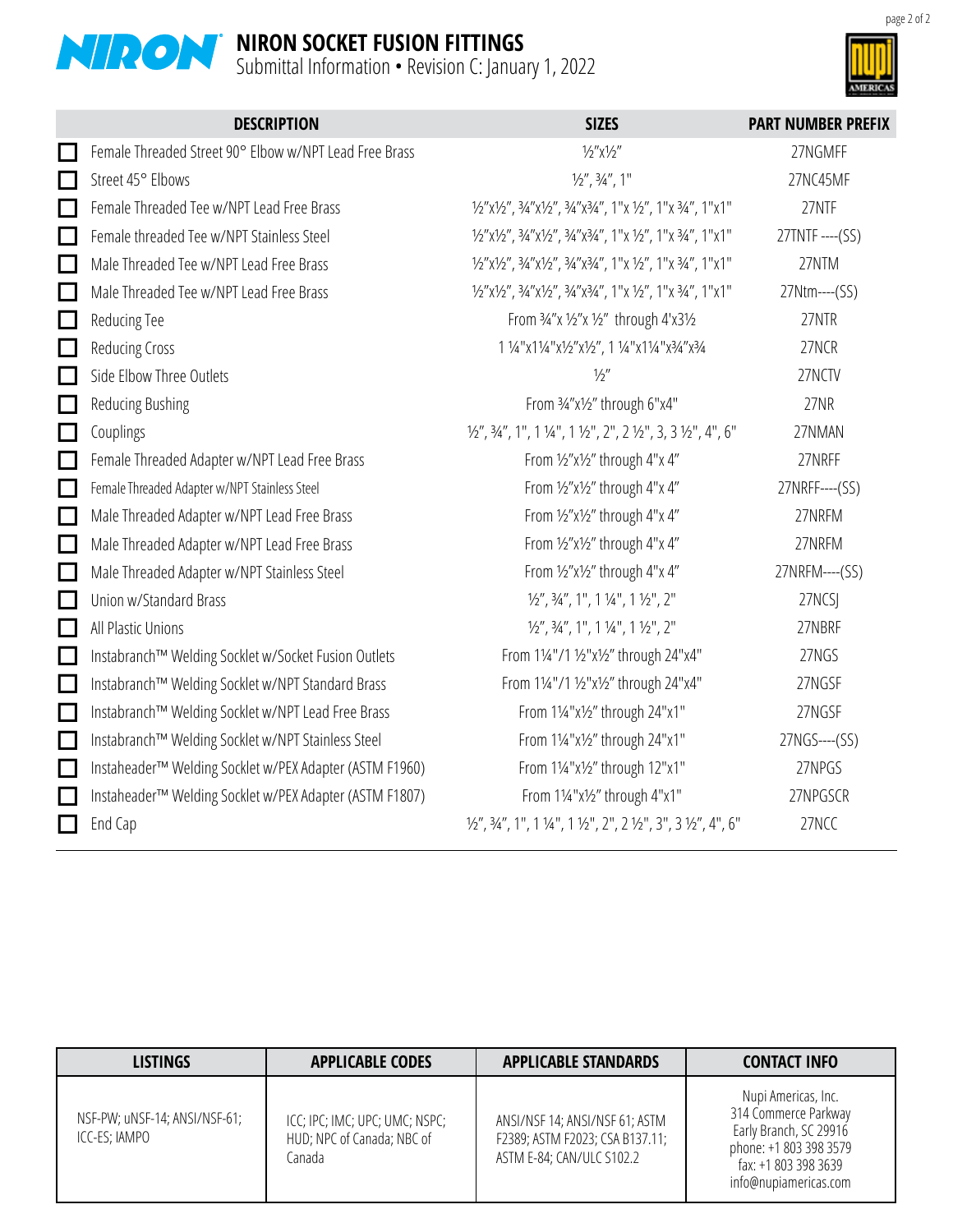# NIRON SOCKET FUSION FITTINGS

Submittal Information • Revision C: January 1, 2022

| | DESCRIPTION | SIZES | PART NUMBER PREFIX |
|---|---|---|---|
| ☐ | Female Threaded Street 90° Elbow w/NPT Lead Free Brass | ½"x½" | 27NGMFF |
| ☐ | Street 45° Elbows | ½", ¾", 1" | 27NC45MF |
| ☐ | Female Threaded Tee w/NPT Lead Free Brass | ½"x½", ¾"x½", ¾"x¾", 1"x ½", 1"x ¾", 1"x1" | 27NTF |
| ☐ | Female threaded Tee w/NPT Stainless Steel | ½"x½", ¾"x½", ¾"x¾", 1"x ½", 1"x ¾", 1"x1" | 27TNTF ----(SS) |
| ☐ | Male Threaded Tee w/NPT Lead Free Brass | ½"x½", ¾"x½", ¾"x¾", 1"x ½", 1"x ¾", 1"x1" | 27NTM |
| ☐ | Male Threaded Tee w/NPT Lead Free Brass | ½"x½", ¾"x½", ¾"x¾", 1"x ½", 1"x ¾", 1"x1" | 27Ntm----(SS) |
| ☐ | Reducing Tee | From ¾"x ½"x ½" through 4'x3½ | 27NTR |
| ☐ | Reducing Cross | 1 ¼"x1¼"x½"x½", 1 ¼"x1¼"x¾"x¾ | 27NCR |
| ☐ | Side Elbow Three Outlets | ½" | 27NCTV |
| ☐ | Reducing Bushing | From ¾"x½" through 6"x4" | 27NR |
| ☐ | Couplings | ½", ¾", 1", 1 ¼", 1 ½", 2", 2 ½", 3, 3 ½", 4", 6" | 27NMAN |
| ☐ | Female Threaded Adapter w/NPT Lead Free Brass | From ½"x½" through 4"x 4" | 27NRFF |
| ☐ | Female Threaded Adapter w/NPT Stainless Steel | From ½"x½" through 4"x 4" | 27NRFF----(SS) |
| ☐ | Male Threaded Adapter w/NPT Lead Free Brass | From ½"x½" through 4"x 4" | 27NRFM |
| ☐ | Male Threaded Adapter w/NPT Lead Free Brass | From ½"x½" through 4"x 4" | 27NRFM |
| ☐ | Male Threaded Adapter w/NPT Stainless Steel | From ½"x½" through 4"x 4" | 27NRFM----(SS) |
| ☐ | Union w/Standard Brass | ½", ¾", 1", 1 ¼", 1 ½", 2" | 27NCSJ |
| ☐ | All Plastic Unions | ½", ¾", 1", 1 ¼", 1 ½", 2" | 27NBRF |
| ☐ | Instabranch™ Welding Socklet w/Socket Fusion Outlets | From 1¼"/1 ½"x½" through 24"x4" | 27NGS |
| ☐ | Instabranch™ Welding Socklet w/NPT Standard Brass | From 1¼"/1 ½"x½" through 24"x4" | 27NGSF |
| ☐ | Instabranch™ Welding Socklet w/NPT Lead Free Brass | From 1¼"x½" through 24"x1" | 27NGSF |
| ☐ | Instabranch™ Welding Socklet w/NPT Stainless Steel | From 1¼"x½" through 24"x1" | 27NGS----(SS) |
| ☐ | Instaheader™ Welding Socklet w/PEX Adapter (ASTM F1960) | From 1¼"x½" through 12"x1" | 27NPGS |
| ☐ | Instaheader™ Welding Socklet w/PEX Adapter (ASTM F1807) | From 1¼"x½" through 4"x1" | 27NPGSCR |
| ☐ | End Cap | ½", ¾", 1", 1 ¼", 1 ½", 2", 2 ½", 3", 3 ½", 4", 6" | 27NCC |

| LISTINGS | APPLICABLE CODES | APPLICABLE STANDARDS | CONTACT INFO |
|---|---|---|---|
| NSF-PW; uNSF-14; ANSI/NSF-61; ICC-ES; IAMPO | ICC; IPC; IMC; UPC; UMC; NSPC; HUD; NPC of Canada; NBC of Canada | ANSI/NSF 14; ANSI/NSF 61; ASTM F2389; ASTM F2023; CSA B137.11; ASTM E-84; CAN/ULC S102.2 | Nupi Americas, Inc.<br>314 Commerce Parkway<br>Early Branch, SC 29916<br>phone: +1 803 398 3579<br>fax: +1 803 398 3639<br>info@nupiamericas.com |